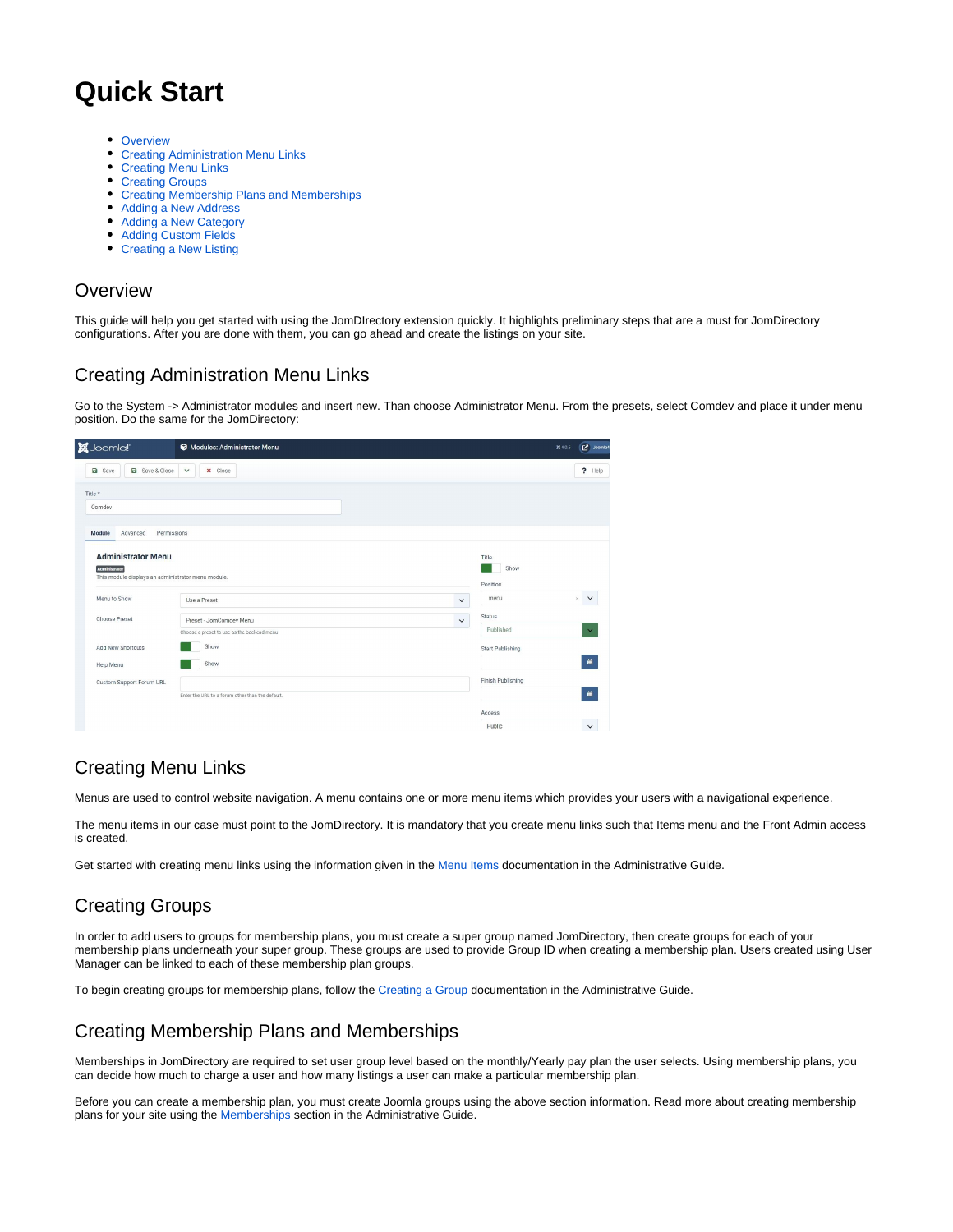# Quick Start

- Overview
- Creating Administration Menu Links
- Creating Menu Links
- Creating Groups
- Creating Membership Plans and Memberships
- Adding a New Address
- Adding a New Category
- Adding Custom Fields
- Creating a New Listing

## Overview

This guide will help you get started with using the JomDIrectory extension quickly. It highlights preliminary steps that are a must for JomDirectory configurations. After you are done with them, you can go ahead and create the listings on your site.

## Creating Administration Menu Links

Go to the System -> Administrator modules and insert new. Than choose Administrator Menu. From the presets, select Comdev and place it under menu position. Do the same for the JomDirectory:

## Creating Menu Links

Menus are used to control website navigation. A menu contains one or more menu items which provides your users with a navigational experience.

The menu items in our case must point to the JomDirectory. It is mandatory that you create menu links such that Items menu and the Front Admin access is created.

Get started with creating menu links using the information given in the Menu Items documentation in the Administrative Guide.

## Creating Groups

In order to add users to groups for membership plans, you must create a super group named JomDirectory, then create groups for each of your membership plans underneath your super group. These groups are used to provide Group ID when creating a membership plan. Users created using User Manager can be linked to each of these membership plan groups.

To begin creating groups for membership plans, follow the Creating a Group documentation in the Administrative Guide.

## Creating Membership Plans and Memberships

Memberships in JomDirectory are required to set user group level based on the monthly/Yearly pay plan the user selects. Using membership plans, you can decide how much to charge a user and how many listings a user can make a particular membership plan.

Before you can create a membership plan, you must create Joomla groups using the above section information. Read more about creating membership plans for your site using the Memberships section in the Administrative Guide.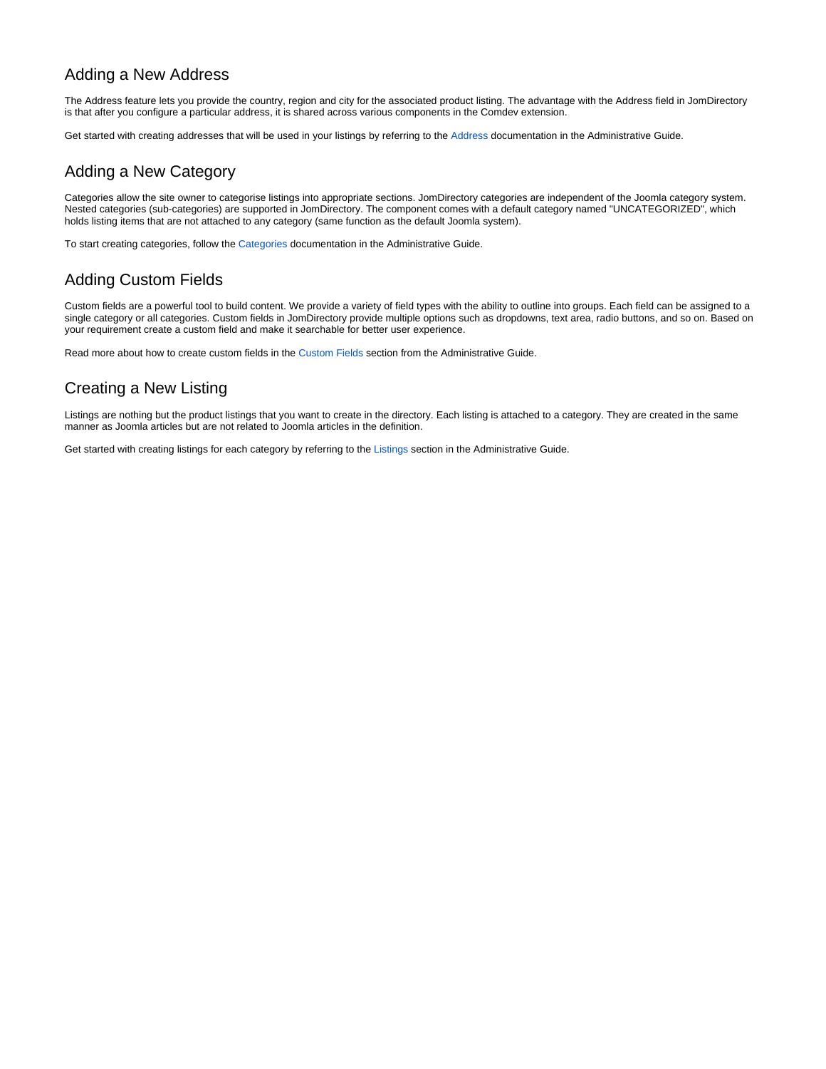## Adding a New Address

The Address feature lets you provide the country, region and city for the associated product listing. The advantage with the Address field in JomDirectory is that after you configure a particular address, it is shared across various components in the Comdev extension.

Get started with creating addresses that will be used in your listings by referring to the Address documentation in the Administrative Guide.

## Adding a New Category

Categories allow the site owner to categorise listings into appropriate sections. JomDirectory categories are independent of the Joomla category system. Nested categories (sub-categories) are supported in JomDirectory. The component comes with a default category named "UNCATEGORIZED", which holds listing items that are not attached to any category (same function as the default Joomla system).

To start creating categories, follow the Categories documentation in the Administrative Guide.

## Adding Custom Fields

Custom fields are a powerful tool to build content. We provide a variety of field types with the ability to outline into groups. Each field can be assigned to a single category or all categories. Custom fields in JomDirectory provide multiple options such as dropdowns, text area, radio buttons, and so on. Based on your requirement create a custom field and make it searchable for better user experience.

Read more about how to create custom fields in the Custom Fields section from the Administrative Guide.

## Creating a New Listing

Listings are nothing but the product listings that you want to create in the directory. Each listing is attached to a category. They are created in the same manner as Joomla articles but are not related to Joomla articles in the definition.

Get started with creating listings for each category by referring to the Listings section in the Administrative Guide.